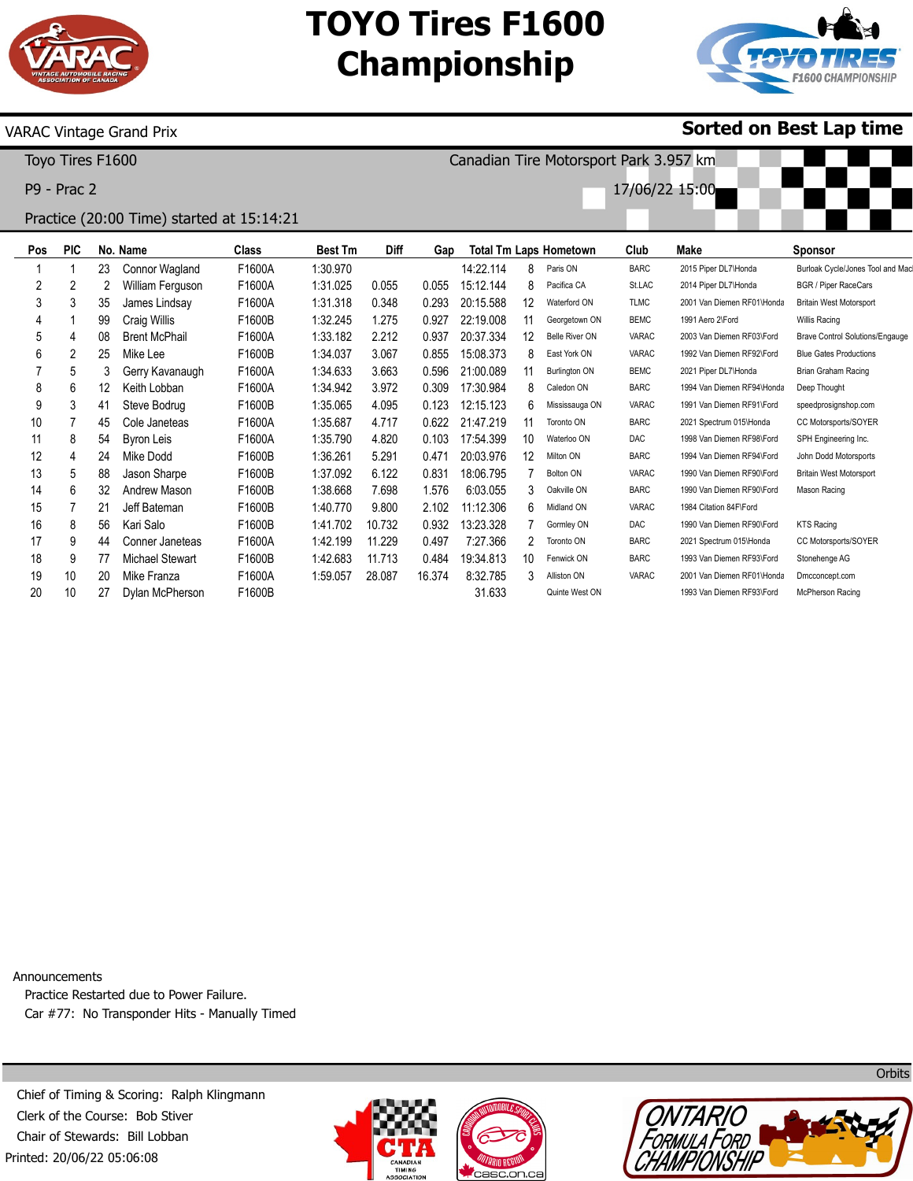# TOYO Tires F1600 Championship

VARAC Vintage Grand Prix

**Sorted on Best Lap time**

Toyo Tires F1600

Canadian Tire Motorsport Park 3.957 km

P9 - Prac 2

17/06/22 15:00

Practice (20:00 Time) started at 15:14:21

| Pos | PIC | No. | Name | Class | Best Tm | Diff | Gap | Total Tm | Laps | Hometown | Club | Make | Sponsor |
|---|---|---|---|---|---|---|---|---|---|---|---|---|---|
| 1 | 1 | 23 | Connor Wagland | F1600A | 1:30.970 | | | 14:22.114 | 8 | Paris ON | BARC | 2015 Piper DL7\Honda | Burloak Cycle/Jones Tool and Mac |
| 2 | 2 | 2 | William Ferguson | F1600A | 1:31.025 | 0.055 | 0.055 | 15:12.144 | 8 | Pacifica CA | St.LAC | 2014 Piper DL7\Honda | BGR / Piper RaceCars |
| 3 | 3 | 35 | James Lindsay | F1600A | 1:31.318 | 0.348 | 0.293 | 20:15.588 | 12 | Waterford ON | TLMC | 2001 Van Diemen RF01\Honda | Britain West Motorsport |
| 4 | 1 | 99 | Craig Willis | F1600B | 1:32.245 | 1.275 | 0.927 | 22:19.008 | 11 | Georgetown ON | BEMC | 1991 Aero 2\Ford | Willis Racing |
| 5 | 4 | 08 | Brent McPhail | F1600A | 1:33.182 | 2.212 | 0.937 | 20:37.334 | 12 | Belle River ON | VARAC | 2003 Van Diemen RF03\Ford | Brave Control Solutions/Engauge |
| 6 | 2 | 25 | Mike Lee | F1600B | 1:34.037 | 3.067 | 0.855 | 15:08.373 | 8 | East York ON | VARAC | 1992 Van Diemen RF92\Ford | Blue Gates Productions |
| 7 | 5 | 3 | Gerry Kavanaugh | F1600A | 1:34.633 | 3.663 | 0.596 | 21:00.089 | 11 | Burlington ON | BEMC | 2021 Piper DL7\Honda | Brian Graham Racing |
| 8 | 6 | 12 | Keith Lobban | F1600A | 1:34.942 | 3.972 | 0.309 | 17:30.984 | 8 | Caledon ON | BARC | 1994 Van Diemen RF94\Honda | Deep Thought |
| 9 | 3 | 41 | Steve Bodrug | F1600B | 1:35.065 | 4.095 | 0.123 | 12:15.123 | 6 | Mississauga ON | VARAC | 1991 Van Diemen RF91\Ford | speedprosignshop.com |
| 10 | 7 | 45 | Cole Janeteas | F1600A | 1:35.687 | 4.717 | 0.622 | 21:47.219 | 11 | Toronto ON | BARC | 2021 Spectrum 015\Honda | CC Motorsports/SOYER |
| 11 | 8 | 54 | Byron Leis | F1600A | 1:35.790 | 4.820 | 0.103 | 17:54.399 | 10 | Waterloo ON | DAC | 1998 Van Diemen RF98\Ford | SPH Engineering Inc. |
| 12 | 4 | 24 | Mike Dodd | F1600B | 1:36.261 | 5.291 | 0.471 | 20:03.976 | 12 | Milton ON | BARC | 1994 Van Diemen RF94\Ford | John Dodd Motorsports |
| 13 | 5 | 88 | Jason Sharpe | F1600B | 1:37.092 | 6.122 | 0.831 | 18:06.795 | 7 | Bolton ON | VARAC | 1990 Van Diemen RF90\Ford | Britain West Motorsport |
| 14 | 6 | 32 | Andrew Mason | F1600B | 1:38.668 | 7.698 | 1.576 | 6:03.055 | 3 | Oakville ON | BARC | 1990 Van Diemen RF90\Ford | Mason Racing |
| 15 | 7 | 21 | Jeff Bateman | F1600B | 1:40.770 | 9.800 | 2.102 | 11:12.306 | 6 | Midland ON | VARAC | 1984 Citation 84F\Ford | |
| 16 | 8 | 56 | Kari Salo | F1600B | 1:41.702 | 10.732 | 0.932 | 13:23.328 | 7 | Gormley ON | DAC | 1990 Van Diemen RF90\Ford | KTS Racing |
| 17 | 9 | 44 | Conner Janeteas | F1600A | 1:42.199 | 11.229 | 0.497 | 7:27.366 | 2 | Toronto ON | BARC | 2021 Spectrum 015\Honda | CC Motorsports/SOYER |
| 18 | 9 | 77 | Michael Stewart | F1600B | 1:42.683 | 11.713 | 0.484 | 19:34.813 | 10 | Fenwick ON | BARC | 1993 Van Diemen RF93\Ford | Stonehenge AG |
| 19 | 10 | 20 | Mike Franza | F1600A | 1:59.057 | 28.087 | 16.374 | 8:32.785 | 3 | Alliston ON | VARAC | 2001 Van Diemen RF01\Honda | Dmcconcept.com |
| 20 | 10 | 27 | Dylan McPherson | F1600B | | | | 31.633 | | Quinte West ON | | 1993 Van Diemen RF93\Ford | McPherson Racing |

Announcements

Practice Restarted due to Power Failure.

Car #77: No Transponder Hits - Manually Timed

Orbits

Chief of Timing & Scoring: Ralph Klingmann

Clerk of the Course: Bob Stiver

Chair of Stewards: Bill Lobban

Printed: 20/06/22 05:06:08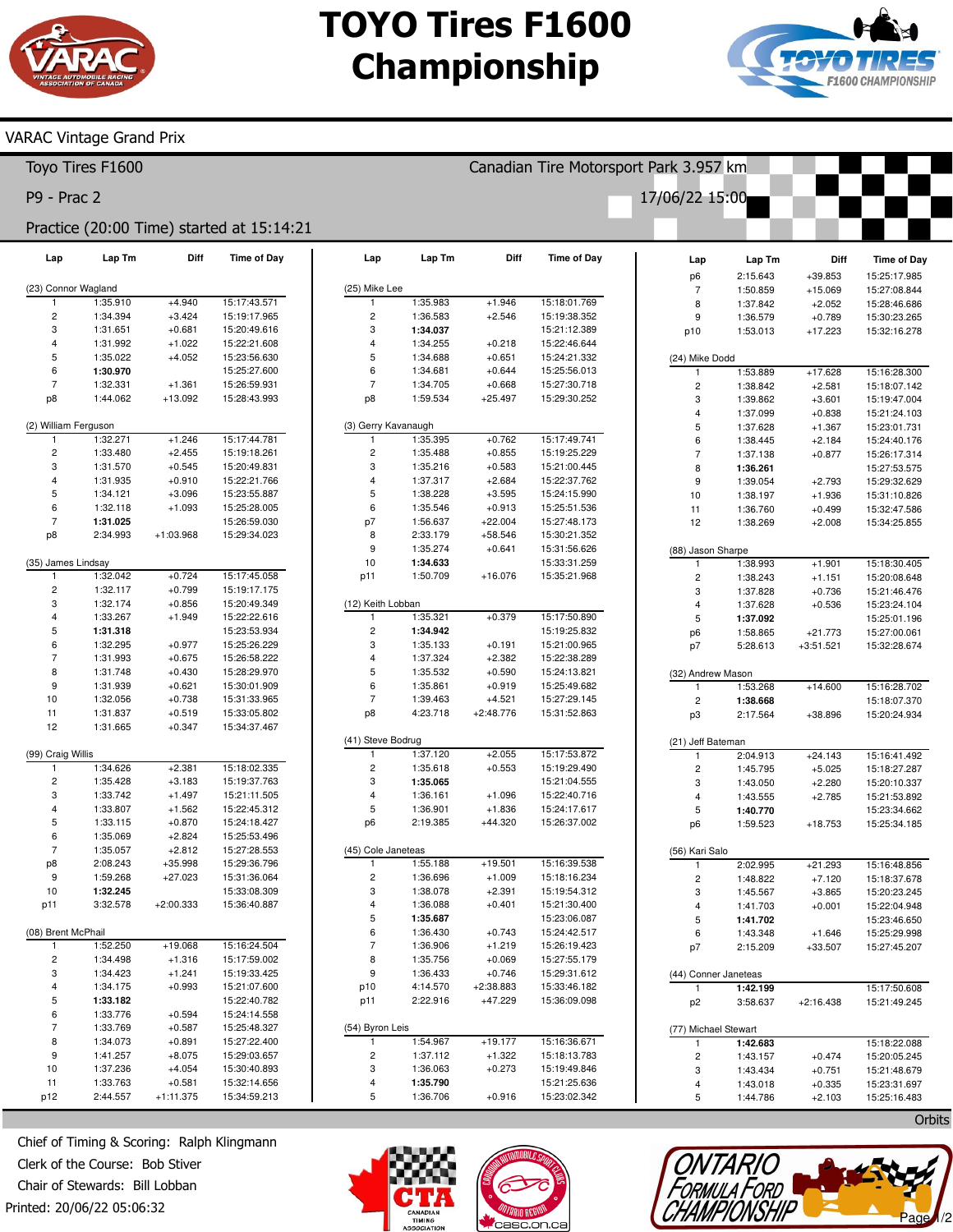# TOYO Tires F1600 Championship

VARAC Vintage Grand Prix

Toyo Tires F1600 — Canadian Tire Motorsport Park 3.957 km

P9 - Prac 2 — 17/06/22 15:00

Practice (20:00 Time) started at 15:14:21

### (23) Connor Wagland

| Lap | Lap Tm | Diff | Time of Day |
|---|---|---|---|
| 1 | 1:35.910 | +4.940 | 15:17:43.571 |
| 2 | 1:34.394 | +3.424 | 15:19:17.965 |
| 3 | 1:31.651 | +0.681 | 15:20:49.616 |
| 4 | 1:31.992 | +1.022 | 15:22:21.608 |
| 5 | 1:35.022 | +4.052 | 15:23:56.630 |
| 6 | **1:30.970** | | 15:25:27.600 |
| 7 | 1:32.331 | +1.361 | 15:26:59.931 |
| p8 | 1:44.062 | +13.092 | 15:28:43.993 |

### (2) William Ferguson

| Lap | Lap Tm | Diff | Time of Day |
|---|---|---|---|
| 1 | 1:32.271 | +1.246 | 15:17:44.781 |
| 2 | 1:33.480 | +2.455 | 15:19:18.261 |
| 3 | 1:31.570 | +0.545 | 15:20:49.831 |
| 4 | 1:31.935 | +0.910 | 15:22:21.766 |
| 5 | 1:34.121 | +3.096 | 15:23:55.887 |
| 6 | 1:32.118 | +1.093 | 15:25:28.005 |
| 7 | **1:31.025** | | 15:26:59.030 |
| p8 | 2:34.993 | +1:03.968 | 15:29:34.023 |

### (35) James Lindsay

| Lap | Lap Tm | Diff | Time of Day |
|---|---|---|---|
| 1 | 1:32.042 | +0.724 | 15:17:45.058 |
| 2 | 1:32.117 | +0.799 | 15:19:17.175 |
| 3 | 1:32.174 | +0.856 | 15:20:49.349 |
| 4 | 1:33.267 | +1.949 | 15:22:22.616 |
| 5 | **1:31.318** | | 15:23:53.934 |
| 6 | 1:32.295 | +0.977 | 15:25:26.229 |
| 7 | 1:31.993 | +0.675 | 15:26:58.222 |
| 8 | 1:31.748 | +0.430 | 15:28:29.970 |
| 9 | 1:31.939 | +0.621 | 15:30:01.909 |
| 10 | 1:32.056 | +0.738 | 15:31:33.965 |
| 11 | 1:31.837 | +0.519 | 15:33:05.802 |
| 12 | 1:31.665 | +0.347 | 15:34:37.467 |

### (99) Craig Willis

| Lap | Lap Tm | Diff | Time of Day |
|---|---|---|---|
| 1 | 1:34.626 | +2.381 | 15:18:02.335 |
| 2 | 1:35.428 | +3.183 | 15:19:37.763 |
| 3 | 1:33.742 | +1.497 | 15:21:11.505 |
| 4 | 1:33.807 | +1.562 | 15:22:45.312 |
| 5 | 1:33.115 | +0.870 | 15:24:18.427 |
| 6 | 1:35.069 | +2.824 | 15:25:53.496 |
| 7 | 1:35.057 | +2.812 | 15:27:28.553 |
| p8 | 2:08.243 | +35.998 | 15:29:36.796 |
| 9 | 1:59.268 | +27.023 | 15:31:36.064 |
| 10 | **1:32.245** | | 15:33:08.309 |
| p11 | 3:32.578 | +2:00.333 | 15:36:40.887 |

### (08) Brent McPhail

| Lap | Lap Tm | Diff | Time of Day |
|---|---|---|---|
| 1 | 1:52.250 | +19.068 | 15:16:24.504 |
| 2 | 1:34.498 | +1.316 | 15:17:59.002 |
| 3 | 1:34.423 | +1.241 | 15:19:33.425 |
| 4 | 1:34.175 | +0.993 | 15:21:07.600 |
| 5 | **1:33.182** | | 15:22:40.782 |
| 6 | 1:33.776 | +0.594 | 15:24:14.558 |
| 7 | 1:33.769 | +0.587 | 15:25:48.327 |
| 8 | 1:34.073 | +0.891 | 15:27:22.400 |
| 9 | 1:41.257 | +8.075 | 15:29:03.657 |
| 10 | 1:37.236 | +4.054 | 15:30:40.893 |
| 11 | 1:33.763 | +0.581 | 15:32:14.656 |
| p12 | 2:44.557 | +1:11.375 | 15:34:59.213 |

### (25) Mike Lee

| Lap | Lap Tm | Diff | Time of Day |
|---|---|---|---|
| 1 | 1:35.983 | +1.946 | 15:18:01.769 |
| 2 | 1:36.583 | +2.546 | 15:19:38.352 |
| 3 | **1:34.037** | | 15:21:12.389 |
| 4 | 1:34.255 | +0.218 | 15:22:46.644 |
| 5 | 1:34.688 | +0.651 | 15:24:21.332 |
| 6 | 1:34.681 | +0.644 | 15:25:56.013 |
| 7 | 1:34.705 | +0.668 | 15:27:30.718 |
| p8 | 1:59.534 | +25.497 | 15:29:30.252 |

### (3) Gerry Kavanaugh

| Lap | Lap Tm | Diff | Time of Day |
|---|---|---|---|
| 1 | 1:35.395 | +0.762 | 15:17:49.741 |
| 2 | 1:35.488 | +0.855 | 15:19:25.229 |
| 3 | 1:35.216 | +0.583 | 15:21:00.445 |
| 4 | 1:37.317 | +2.684 | 15:22:37.762 |
| 5 | 1:38.228 | +3.595 | 15:24:15.990 |
| 6 | 1:35.546 | +0.913 | 15:25:51.536 |
| p7 | 1:56.637 | +22.004 | 15:27:48.173 |
| 8 | 2:33.179 | +58.546 | 15:30:21.352 |
| 9 | 1:35.274 | +0.641 | 15:31:56.626 |
| 10 | **1:34.633** | | 15:33:31.259 |
| p11 | 1:50.709 | +16.076 | 15:35:21.968 |

### (12) Keith Lobban

| Lap | Lap Tm | Diff | Time of Day |
|---|---|---|---|
| 1 | 1:35.321 | +0.379 | 15:17:50.890 |
| 2 | **1:34.942** | | 15:19:25.832 |
| 3 | 1:35.133 | +0.191 | 15:21:00.965 |
| 4 | 1:37.324 | +2.382 | 15:22:38.289 |
| 5 | 1:35.532 | +0.590 | 15:24:13.821 |
| 6 | 1:35.861 | +0.919 | 15:25:49.682 |
| 7 | 1:39.463 | +4.521 | 15:27:29.145 |
| p8 | 4:23.718 | +2:48.776 | 15:31:52.863 |

### (41) Steve Bodrug

| Lap | Lap Tm | Diff | Time of Day |
|---|---|---|---|
| 1 | 1:37.120 | +2.055 | 15:17:53.872 |
| 2 | 1:35.618 | +0.553 | 15:19:29.490 |
| 3 | **1:35.065** | | 15:21:04.555 |
| 4 | 1:36.161 | +1.096 | 15:22:40.716 |
| 5 | 1:36.901 | +1.836 | 15:24:17.617 |
| p6 | 2:19.385 | +44.320 | 15:26:37.002 |

### (45) Cole Janeteas

| Lap | Lap Tm | Diff | Time of Day |
|---|---|---|---|
| 1 | 1:55.188 | +19.501 | 15:16:39.538 |
| 2 | 1:36.696 | +1.009 | 15:18:16.234 |
| 3 | 1:38.078 | +2.391 | 15:19:54.312 |
| 4 | 1:36.088 | +0.401 | 15:21:30.400 |
| 5 | **1:35.687** | | 15:23:06.087 |
| 6 | 1:36.430 | +0.743 | 15:24:42.517 |
| 7 | 1:36.906 | +1.219 | 15:26:19.423 |
| 8 | 1:35.756 | +0.069 | 15:27:55.179 |
| 9 | 1:36.433 | +0.746 | 15:29:31.612 |
| p10 | 4:14.570 | +2:38.883 | 15:33:46.182 |
| p11 | 2:22.916 | +47.229 | 15:36:09.098 |

### (54) Byron Leis

| Lap | Lap Tm | Diff | Time of Day |
|---|---|---|---|
| 1 | 1:54.967 | +19.177 | 15:16:36.671 |
| 2 | 1:37.112 | +1.322 | 15:18:13.783 |
| 3 | 1:36.063 | +0.273 | 15:19:49.846 |
| 4 | **1:35.790** | | 15:21:25.636 |
| 5 | 1:36.706 | +0.916 | 15:23:02.342 |
| p6 | 2:15.643 | +39.853 | 15:25:17.985 |
| 7 | 1:50.859 | +15.069 | 15:27:08.844 |
| 8 | 1:37.842 | +2.052 | 15:28:46.686 |
| 9 | 1:36.579 | +0.789 | 15:30:23.265 |
| p10 | 1:53.013 | +17.223 | 15:32:16.278 |

### (24) Mike Dodd

| Lap | Lap Tm | Diff | Time of Day |
|---|---|---|---|
| 1 | 1:53.889 | +17.628 | 15:16:28.300 |
| 2 | 1:38.842 | +2.581 | 15:18:07.142 |
| 3 | 1:39.862 | +3.601 | 15:19:47.004 |
| 4 | 1:37.099 | +0.838 | 15:21:24.103 |
| 5 | 1:37.628 | +1.367 | 15:23:01.731 |
| 6 | 1:38.445 | +2.184 | 15:24:40.176 |
| 7 | 1:37.138 | +0.877 | 15:26:17.314 |
| 8 | **1:36.261** | | 15:27:53.575 |
| 9 | 1:39.054 | +2.793 | 15:29:32.629 |
| 10 | 1:38.197 | +1.936 | 15:31:10.826 |
| 11 | 1:36.760 | +0.499 | 15:32:47.586 |
| 12 | 1:38.269 | +2.008 | 15:34:25.855 |

### (88) Jason Sharpe

| Lap | Lap Tm | Diff | Time of Day |
|---|---|---|---|
| 1 | 1:38.993 | +1.901 | 15:18:30.405 |
| 2 | 1:38.243 | +1.151 | 15:20:08.648 |
| 3 | 1:37.828 | +0.736 | 15:21:46.476 |
| 4 | 1:37.628 | +0.536 | 15:23:24.104 |
| 5 | **1:37.092** | | 15:25:01.196 |
| p6 | 1:58.865 | +21.773 | 15:27:00.061 |
| p7 | 5:28.613 | +3:51.521 | 15:32:28.674 |

### (32) Andrew Mason

| Lap | Lap Tm | Diff | Time of Day |
|---|---|---|---|
| 1 | 1:53.268 | +14.600 | 15:16:28.702 |
| 2 | **1:38.668** | | 15:18:07.370 |
| p3 | 2:17.564 | +38.896 | 15:20:24.934 |

### (21) Jeff Bateman

| Lap | Lap Tm | Diff | Time of Day |
|---|---|---|---|
| 1 | 2:04.913 | +24.143 | 15:16:41.492 |
| 2 | 1:45.795 | +5.025 | 15:18:27.287 |
| 3 | 1:43.050 | +2.280 | 15:20:10.337 |
| 4 | 1:43.555 | +2.785 | 15:21:53.892 |
| 5 | **1:40.770** | | 15:23:34.662 |
| p6 | 1:59.523 | +18.753 | 15:25:34.185 |

### (56) Kari Salo

| Lap | Lap Tm | Diff | Time of Day |
|---|---|---|---|
| 1 | 2:02.995 | +21.293 | 15:16:48.856 |
| 2 | 1:48.822 | +7.120 | 15:18:37.678 |
| 3 | 1:45.567 | +3.865 | 15:20:23.245 |
| 4 | 1:41.703 | +0.001 | 15:22:04.948 |
| 5 | **1:41.702** | | 15:23:46.650 |
| 6 | 1:43.348 | +1.646 | 15:25:29.998 |
| p7 | 2:15.209 | +33.507 | 15:27:45.207 |

### (44) Conner Janeteas

| Lap | Lap Tm | Diff | Time of Day |
|---|---|---|---|
| 1 | **1:42.199** | | 15:17:50.608 |
| p2 | 3:58.637 | +2:16.438 | 15:21:49.245 |

### (77) Michael Stewart

| Lap | Lap Tm | Diff | Time of Day |
|---|---|---|---|
| 1 | **1:42.683** | | 15:18:22.088 |
| 2 | 1:43.157 | +0.474 | 15:20:05.245 |
| 3 | 1:43.434 | +0.751 | 15:21:48.679 |
| 4 | 1:43.018 | +0.335 | 15:23:31.697 |
| 5 | 1:44.786 | +2.103 | 15:25:16.483 |

Orbits

Chief of Timing & Scoring: Ralph Klingmann
Clerk of the Course: Bob Stiver
Chair of Stewards: Bill Lobban
Printed: 20/06/22 05:06:32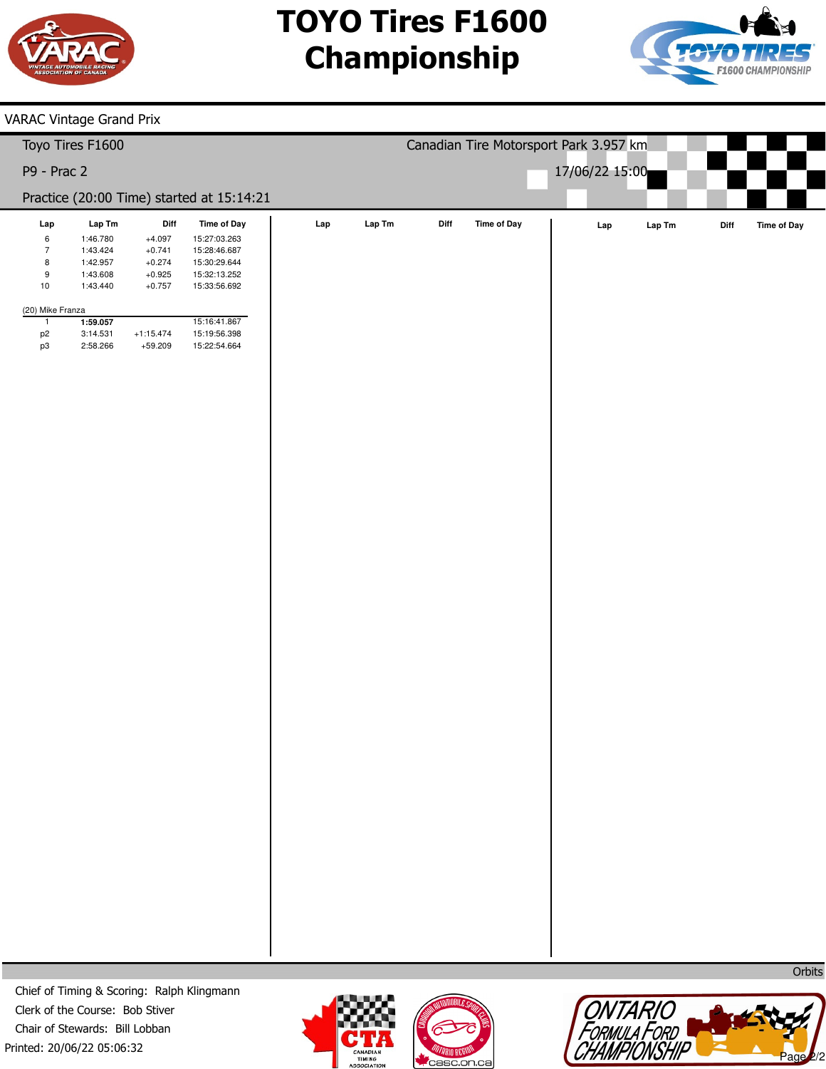# TOYO Tires F1600 Championship

VARAC Vintage Grand Prix

Toyo Tires F1600 — Canadian Tire Motorsport Park 3.957 km

P9 - Prac 2 — 17/06/22 15:00

Practice (20:00 Time) started at 15:14:21

| Lap | Lap Tm | Diff | Time of Day |
|---|---|---|---|
| 6 | 1:46.780 | +4.097 | 15:27:03.263 |
| 7 | 1:43.424 | +0.741 | 15:28:46.687 |
| 8 | 1:42.957 | +0.274 | 15:30:29.644 |
| 9 | 1:43.608 | +0.925 | 15:32:13.252 |
| 10 | 1:43.440 | +0.757 | 15:33:56.692 |

(20) Mike Franza

| Lap | Lap Tm | Diff | Time of Day |
|---|---|---|---|
| 1 | **1:59.057** | | 15:16:41.867 |
| p2 | 3:14.531 | +1:15.474 | 15:19:56.398 |
| p3 | 2:58.266 | +59.209 | 15:22:54.664 |

Orbits

Chief of Timing & Scoring: Ralph Klingmann
Clerk of the Course: Bob Stiver
Chair of Stewards: Bill Lobban
Printed: 20/06/22 05:06:32